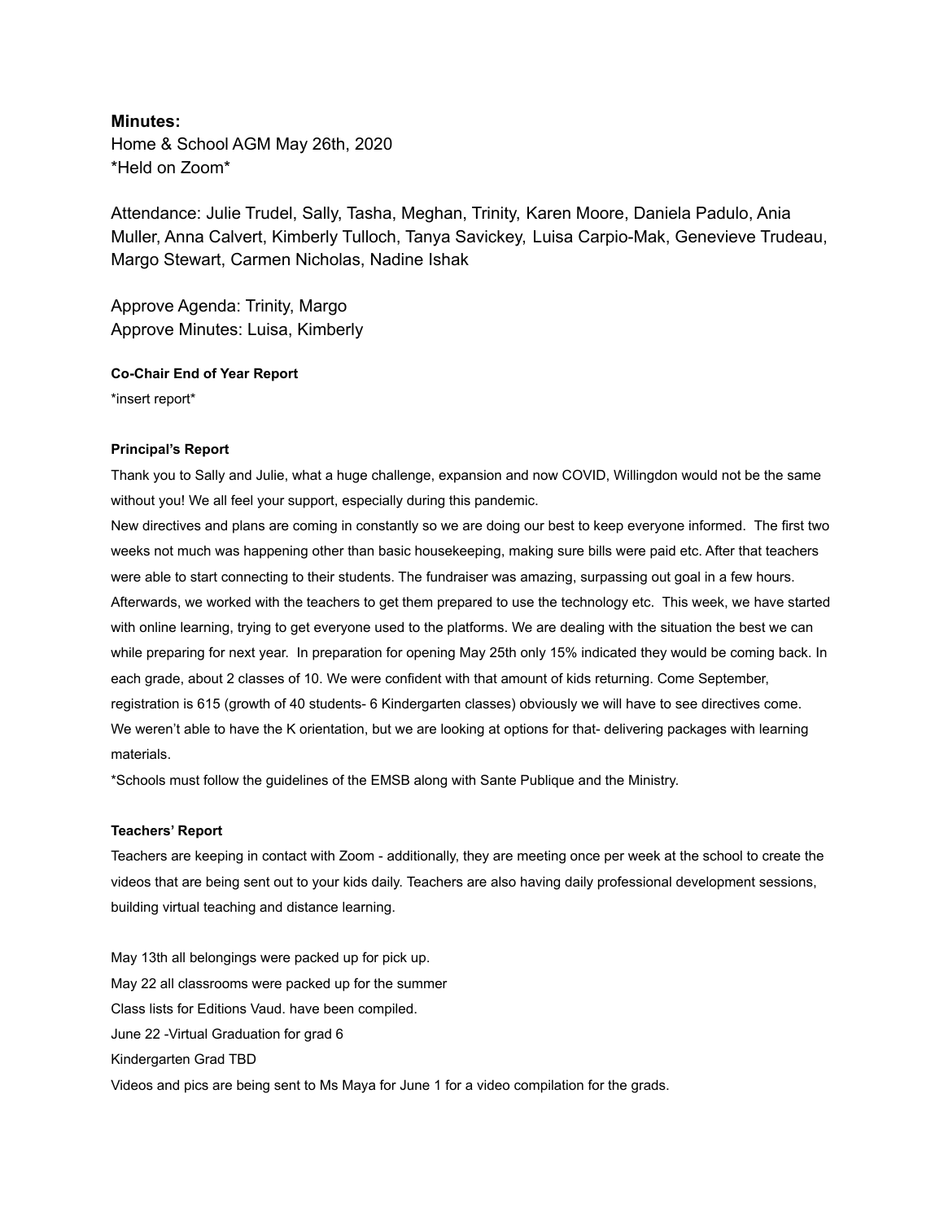**Minutes:**

Home & School AGM May 26th, 2020
*Held on Zoom*

Attendance: Julie Trudel, Sally, Tasha, Meghan, Trinity, Karen Moore, Daniela Padulo, Ania Muller, Anna Calvert, Kimberly Tulloch, Tanya Savickey, Luisa Carpio-Mak, Genevieve Trudeau, Margo Stewart, Carmen Nicholas, Nadine Ishak

Approve Agenda: Trinity, Margo
Approve Minutes: Luisa, Kimberly

**Co-Chair End of Year Report**

*insert report*

**Principal's Report**

Thank you to Sally and Julie, what a huge challenge, expansion and now COVID, Willingdon would not be the same without you! We all feel your support, especially during this pandemic.
New directives and plans are coming in constantly so we are doing our best to keep everyone informed. The first two weeks not much was happening other than basic housekeeping, making sure bills were paid etc. After that teachers were able to start connecting to their students. The fundraiser was amazing, surpassing out goal in a few hours. Afterwards, we worked with the teachers to get them prepared to use the technology etc. This week, we have started with online learning, trying to get everyone used to the platforms. We are dealing with the situation the best we can while preparing for next year. In preparation for opening May 25th only 15% indicated they would be coming back. In each grade, about 2 classes of 10. We were confident with that amount of kids returning. Come September, registration is 615 (growth of 40 students- 6 Kindergarten classes) obviously we will have to see directives come. We weren't able to have the K orientation, but we are looking at options for that- delivering packages with learning materials.
*Schools must follow the guidelines of the EMSB along with Sante Publique and the Ministry.

**Teachers' Report**

Teachers are keeping in contact with Zoom - additionally, they are meeting once per week at the school to create the videos that are being sent out to your kids daily. Teachers are also having daily professional development sessions, building virtual teaching and distance learning.

May 13th all belongings were packed up for pick up.
May 22 all classrooms were packed up for the summer
Class lists for Editions Vaud. have been compiled.
June 22 -Virtual Graduation for grad 6
Kindergarten Grad TBD
Videos and pics are being sent to Ms Maya for June 1 for a video compilation for the grads.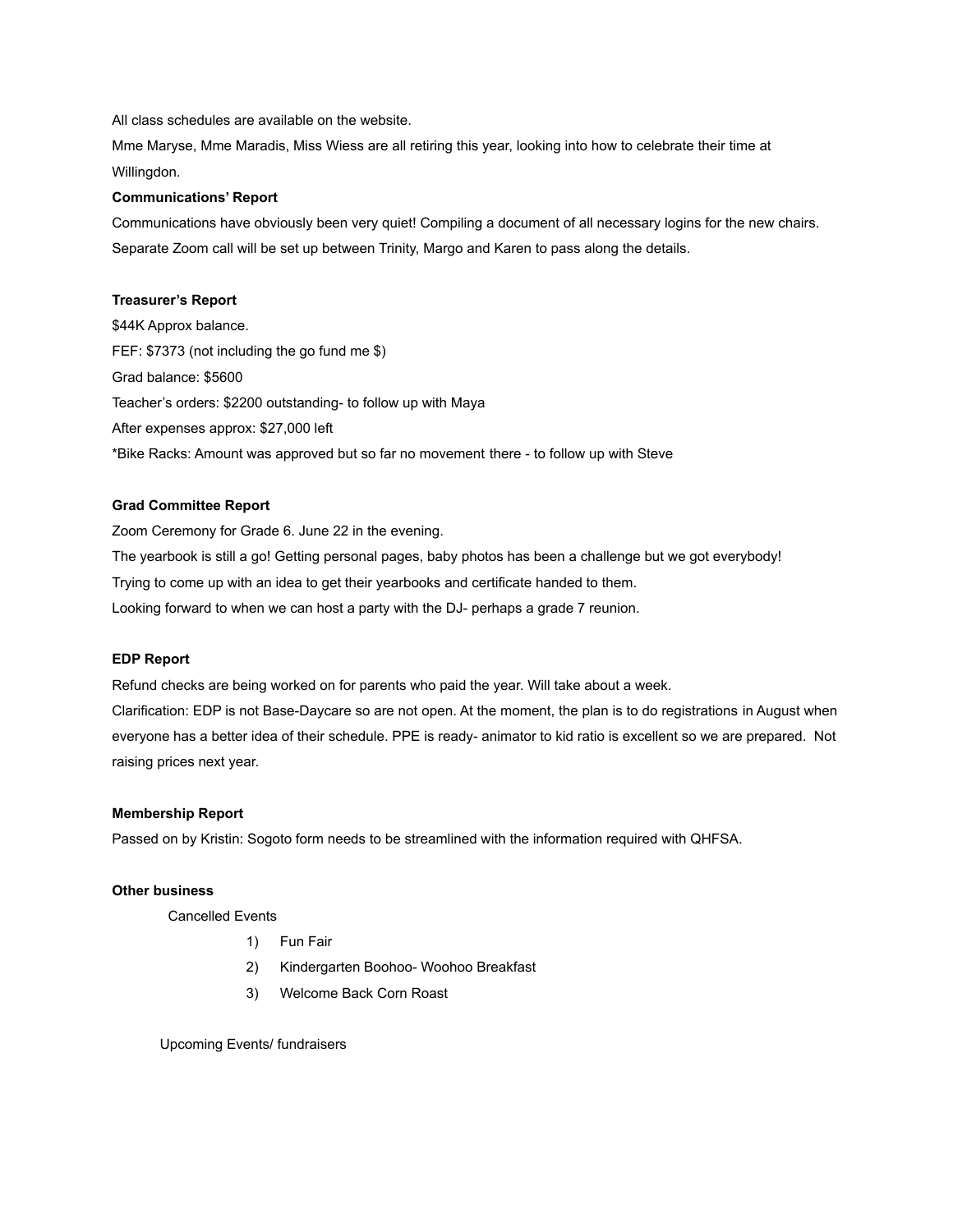All class schedules are available on the website.

Mme Maryse, Mme Maradis, Miss Wiess are all retiring this year, looking into how to celebrate their time at Willingdon.

**Communications' Report**

Communications have obviously been very quiet! Compiling a document of all necessary logins for the new chairs. Separate Zoom call will be set up between Trinity, Margo and Karen to pass along the details.

**Treasurer's Report**

$44K Approx balance.

FEF: $7373 (not including the go fund me $)

Grad balance: $5600

Teacher's orders: $2200 outstanding- to follow up with Maya

After expenses approx: $27,000 left

*Bike Racks: Amount was approved but so far no movement there - to follow up with Steve

**Grad Committee Report**

Zoom Ceremony for Grade 6. June 22 in the evening.

The yearbook is still a go! Getting personal pages, baby photos has been a challenge but we got everybody!

Trying to come up with an idea to get their yearbooks and certificate handed to them.

Looking forward to when we can host a party with the DJ- perhaps a grade 7 reunion.

**EDP Report**

Refund checks are being worked on for parents who paid the year. Will take about a week.

Clarification: EDP is not Base-Daycare so are not open. At the moment, the plan is to do registrations in August when everyone has a better idea of their schedule. PPE is ready- animator to kid ratio is excellent so we are prepared. Not raising prices next year.

**Membership Report**

Passed on by Kristin: Sogoto form needs to be streamlined with the information required with QHFSA.

**Other business**

Cancelled Events

1) Fun Fair
2) Kindergarten Boohoo- Woohoo Breakfast
3) Welcome Back Corn Roast

Upcoming Events/ fundraisers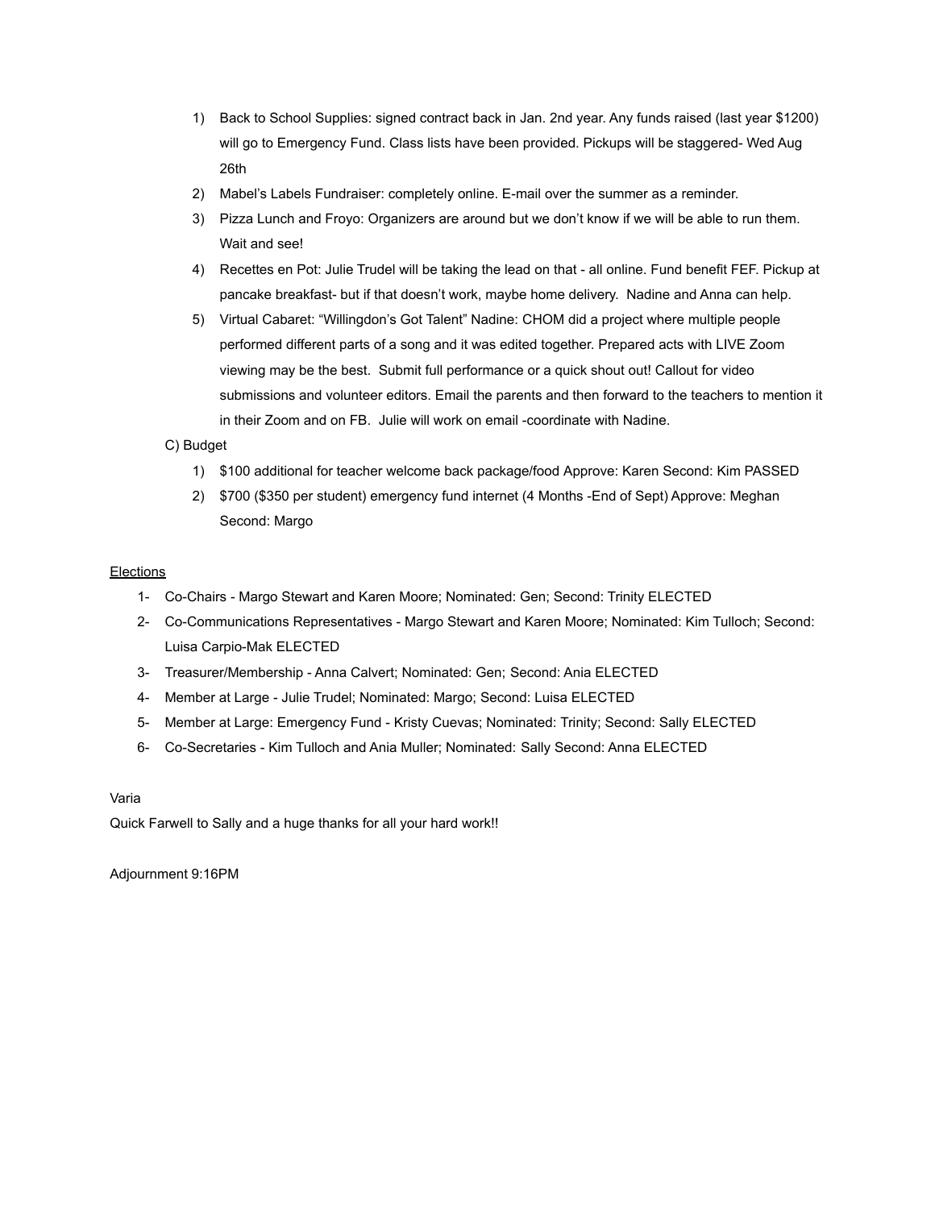1) Back to School Supplies: signed contract back in Jan. 2nd year. Any funds raised (last year $1200) will go to Emergency Fund. Class lists have been provided. Pickups will be staggered- Wed Aug 26th
2) Mabel's Labels Fundraiser: completely online. E-mail over the summer as a reminder.
3) Pizza Lunch and Froyo: Organizers are around but we don't know if we will be able to run them. Wait and see!
4) Recettes en Pot: Julie Trudel will be taking the lead on that - all online. Fund benefit FEF. Pickup at pancake breakfast- but if that doesn't work, maybe home delivery. Nadine and Anna can help.
5) Virtual Cabaret: "Willingdon's Got Talent" Nadine: CHOM did a project where multiple people performed different parts of a song and it was edited together. Prepared acts with LIVE Zoom viewing may be the best. Submit full performance or a quick shout out! Callout for video submissions and volunteer editors. Email the parents and then forward to the teachers to mention it in their Zoom and on FB. Julie will work on email -coordinate with Nadine.

C) Budget

1) $100 additional for teacher welcome back package/food Approve: Karen Second: Kim PASSED
2) $700 ($350 per student) emergency fund internet (4 Months -End of Sept) Approve: Meghan Second: Margo

<u>Elections</u>

1- Co-Chairs - Margo Stewart and Karen Moore; Nominated: Gen; Second: Trinity ELECTED
2- Co-Communications Representatives - Margo Stewart and Karen Moore; Nominated: Kim Tulloch; Second: Luisa Carpio-Mak ELECTED
3- Treasurer/Membership - Anna Calvert; Nominated: Gen; Second: Ania ELECTED
4- Member at Large - Julie Trudel; Nominated: Margo; Second: Luisa ELECTED
5- Member at Large: Emergency Fund - Kristy Cuevas; Nominated: Trinity; Second: Sally ELECTED
6- Co-Secretaries - Kim Tulloch and Ania Muller; Nominated: Sally Second: Anna ELECTED

Varia

Quick Farwell to Sally and a huge thanks for all your hard work!!

Adjournment 9:16PM